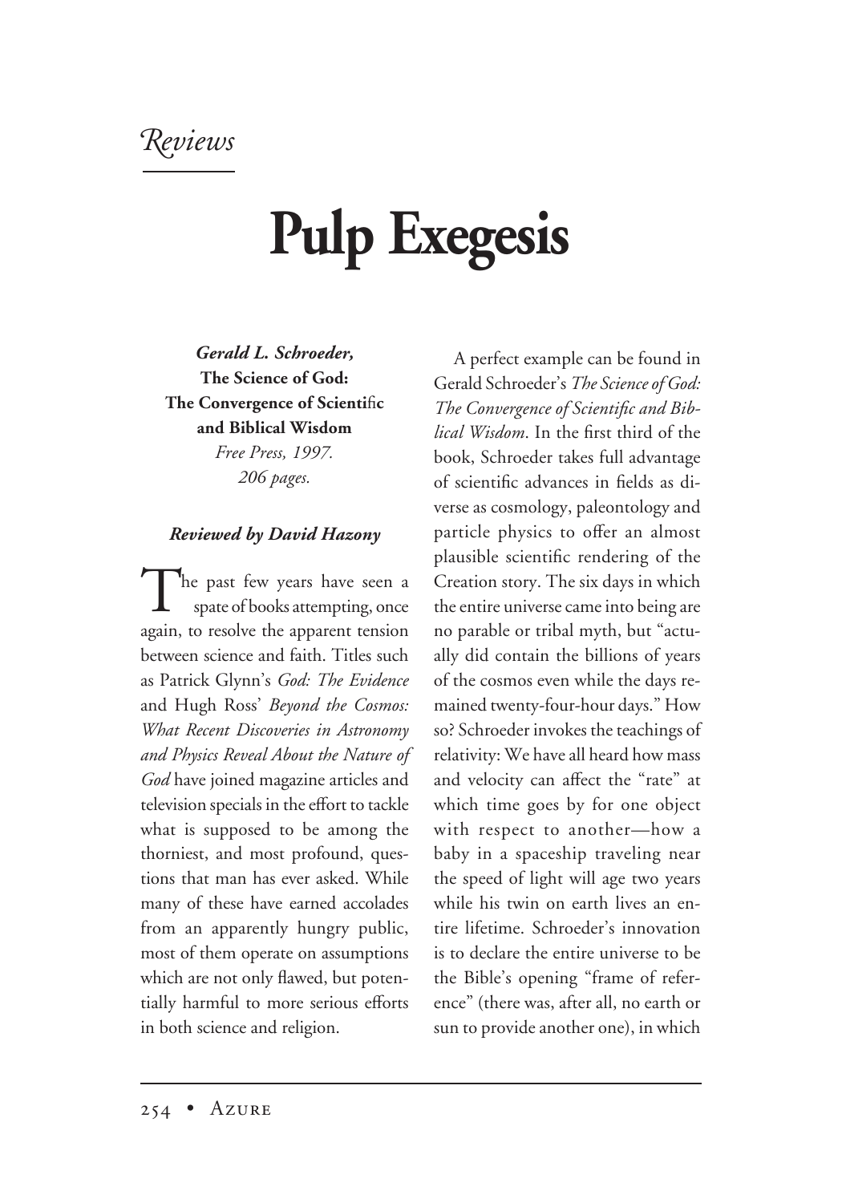*Reviews*

# Pulp Exegesis

***Gerald L. Schroeder,***
**The Science of God:**
**The Convergence of Scientific and Biblical Wisdom**
*Free Press, 1997.*
*206 pages.*

***Reviewed by David Hazony***

The past few years have seen a spate of books attempting, once again, to resolve the apparent tension between science and faith. Titles such as Patrick Glynn's *God: The Evidence* and Hugh Ross' *Beyond the Cosmos: What Recent Discoveries in Astronomy and Physics Reveal About the Nature of God* have joined magazine articles and television specials in the effort to tackle what is supposed to be among the thorniest, and most profound, questions that man has ever asked. While many of these have earned accolades from an apparently hungry public, most of them operate on assumptions which are not only flawed, but potentially harmful to more serious efforts in both science and religion.

A perfect example can be found in Gerald Schroeder's *The Science of God: The Convergence of Scientific and Biblical Wisdom*. In the first third of the book, Schroeder takes full advantage of scientific advances in fields as diverse as cosmology, paleontology and particle physics to offer an almost plausible scientific rendering of the Creation story. The six days in which the entire universe came into being are no parable or tribal myth, but "actually did contain the billions of years of the cosmos even while the days remained twenty-four-hour days." How so? Schroeder invokes the teachings of relativity: We have all heard how mass and velocity can affect the "rate" at which time goes by for one object with respect to another—how a baby in a spaceship traveling near the speed of light will age two years while his twin on earth lives an entire lifetime. Schroeder's innovation is to declare the entire universe to be the Bible's opening "frame of reference" (there was, after all, no earth or sun to provide another one), in which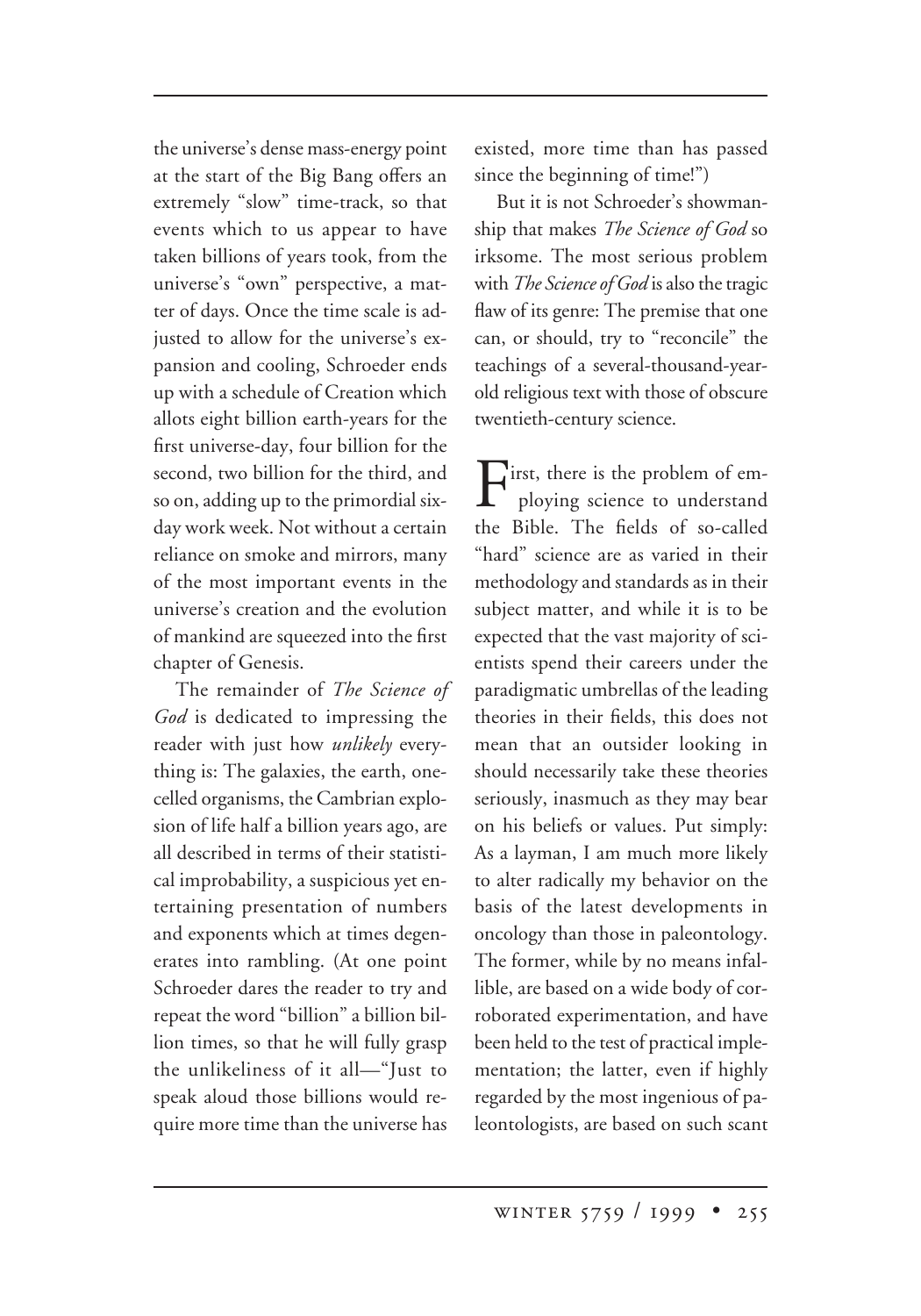the universe's dense mass-energy point at the start of the Big Bang offers an extremely "slow" time-track, so that events which to us appear to have taken billions of years took, from the universe's "own" perspective, a matter of days. Once the time scale is adjusted to allow for the universe's expansion and cooling, Schroeder ends up with a schedule of Creation which allots eight billion earth-years for the first universe-day, four billion for the second, two billion for the third, and so on, adding up to the primordial six-day work week. Not without a certain reliance on smoke and mirrors, many of the most important events in the universe's creation and the evolution of mankind are squeezed into the first chapter of Genesis.

The remainder of *The Science of God* is dedicated to impressing the reader with just how *unlikely* everything is: The galaxies, the earth, one-celled organisms, the Cambrian explosion of life half a billion years ago, are all described in terms of their statistical improbability, a suspicious yet entertaining presentation of numbers and exponents which at times degenerates into rambling. (At one point Schroeder dares the reader to try and repeat the word "billion" a billion billion times, so that he will fully grasp the unlikeliness of it all—"Just to speak aloud those billions would require more time than the universe has existed, more time than has passed since the beginning of time!")

But it is not Schroeder's showmanship that makes *The Science of God* so irksome. The most serious problem with *The Science of God* is also the tragic flaw of its genre: The premise that one can, or should, try to "reconcile" the teachings of a several-thousand-year-old religious text with those of obscure twentieth-century science.

First, there is the problem of employing science to understand the Bible. The fields of so-called "hard" science are as varied in their methodology and standards as in their subject matter, and while it is to be expected that the vast majority of scientists spend their careers under the paradigmatic umbrellas of the leading theories in their fields, this does not mean that an outsider looking in should necessarily take these theories seriously, inasmuch as they may bear on his beliefs or values. Put simply: As a layman, I am much more likely to alter radically my behavior on the basis of the latest developments in oncology than those in paleontology. The former, while by no means infallible, are based on a wide body of corroborated experimentation, and have been held to the test of practical implementation; the latter, even if highly regarded by the most ingenious of paleontologists, are based on such scant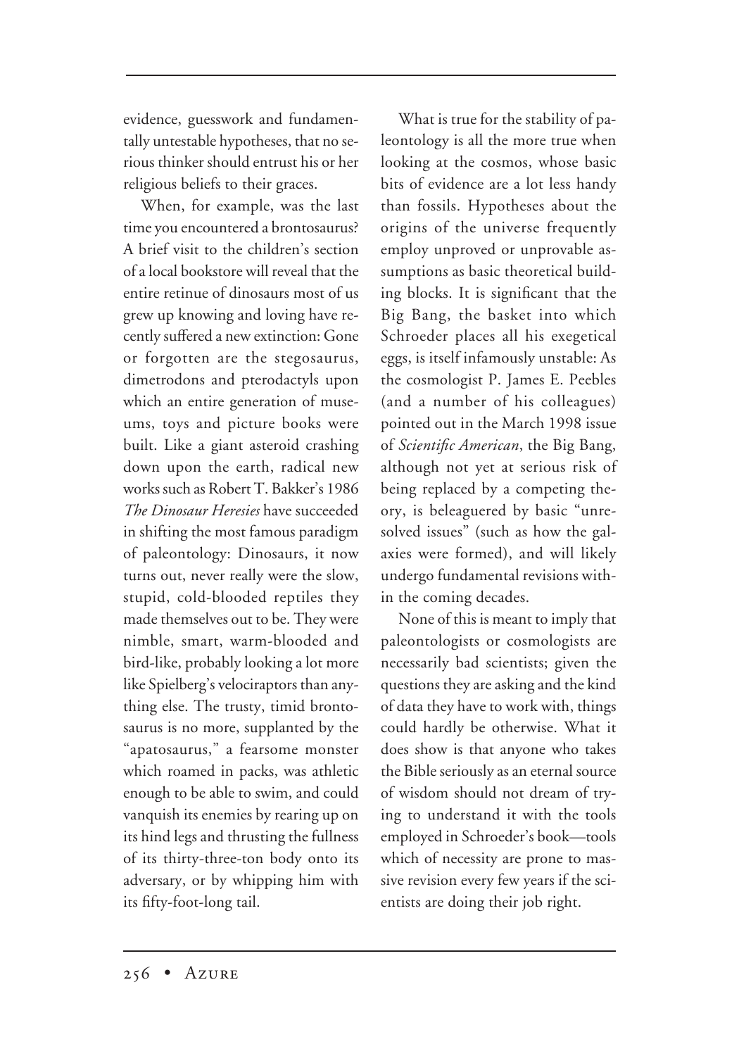evidence, guesswork and fundamentally untestable hypotheses, that no serious thinker should entrust his or her religious beliefs to their graces.

When, for example, was the last time you encountered a brontosaurus? A brief visit to the children's section of a local bookstore will reveal that the entire retinue of dinosaurs most of us grew up knowing and loving have recently suffered a new extinction: Gone or forgotten are the stegosaurus, dimetrodons and pterodactyls upon which an entire generation of museums, toys and picture books were built. Like a giant asteroid crashing down upon the earth, radical new works such as Robert T. Bakker's 1986 *The Dinosaur Heresies* have succeeded in shifting the most famous paradigm of paleontology: Dinosaurs, it now turns out, never really were the slow, stupid, cold-blooded reptiles they made themselves out to be. They were nimble, smart, warm-blooded and bird-like, probably looking a lot more like Spielberg's velociraptors than anything else. The trusty, timid brontosaurus is no more, supplanted by the "apatosaurus," a fearsome monster which roamed in packs, was athletic enough to be able to swim, and could vanquish its enemies by rearing up on its hind legs and thrusting the fullness of its thirty-three-ton body onto its adversary, or by whipping him with its fifty-foot-long tail.

What is true for the stability of paleontology is all the more true when looking at the cosmos, whose basic bits of evidence are a lot less handy than fossils. Hypotheses about the origins of the universe frequently employ unproved or unprovable assumptions as basic theoretical building blocks. It is significant that the Big Bang, the basket into which Schroeder places all his exegetical eggs, is itself infamously unstable: As the cosmologist P. James E. Peebles (and a number of his colleagues) pointed out in the March 1998 issue of *Scientific American*, the Big Bang, although not yet at serious risk of being replaced by a competing theory, is beleaguered by basic "unresolved issues" (such as how the galaxies were formed), and will likely undergo fundamental revisions within the coming decades.

None of this is meant to imply that paleontologists or cosmologists are necessarily bad scientists; given the questions they are asking and the kind of data they have to work with, things could hardly be otherwise. What it does show is that anyone who takes the Bible seriously as an eternal source of wisdom should not dream of trying to understand it with the tools employed in Schroeder's book—tools which of necessity are prone to massive revision every few years if the scientists are doing their job right.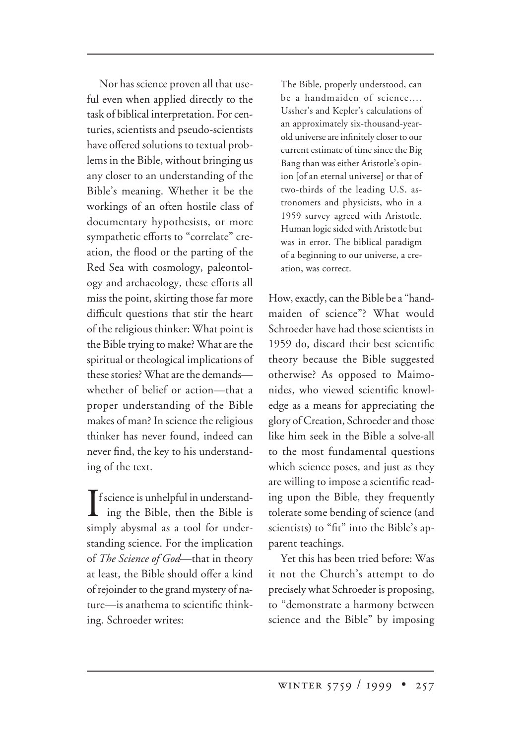Nor has science proven all that useful even when applied directly to the task of biblical interpretation. For centuries, scientists and pseudo-scientists have offered solutions to textual problems in the Bible, without bringing us any closer to an understanding of the Bible's meaning. Whether it be the workings of an often hostile class of documentary hypothesists, or more sympathetic efforts to "correlate" creation, the flood or the parting of the Red Sea with cosmology, paleontology and archaeology, these efforts all miss the point, skirting those far more difficult questions that stir the heart of the religious thinker: What point is the Bible trying to make? What are the spiritual or theological implications of these stories? What are the demands—whether of belief or action—that a proper understanding of the Bible makes of man? In science the religious thinker has never found, indeed can never find, the key to his understanding of the text.

If science is unhelpful in understanding the Bible, then the Bible is simply abysmal as a tool for understanding science. For the implication of *The Science of God*—that in theory at least, the Bible should offer a kind of rejoinder to the grand mystery of nature—is anathema to scientific thinking. Schroeder writes:

> The Bible, properly understood, can be a handmaiden of science.... Ussher's and Kepler's calculations of an approximately six-thousand-year-old universe are infinitely closer to our current estimate of time since the Big Bang than was either Aristotle's opinion [of an eternal universe] or that of two-thirds of the leading U.S. astronomers and physicists, who in a 1959 survey agreed with Aristotle. Human logic sided with Aristotle but was in error. The biblical paradigm of a beginning to our universe, a creation, was correct.

How, exactly, can the Bible be a "handmaiden of science"? What would Schroeder have had those scientists in 1959 do, discard their best scientific theory because the Bible suggested otherwise? As opposed to Maimonides, who viewed scientific knowledge as a means for appreciating the glory of Creation, Schroeder and those like him seek in the Bible a solve-all to the most fundamental questions which science poses, and just as they are willing to impose a scientific reading upon the Bible, they frequently tolerate some bending of science (and scientists) to "fit" into the Bible's apparent teachings.

Yet this has been tried before: Was it not the Church's attempt to do precisely what Schroeder is proposing, to "demonstrate a harmony between science and the Bible" by imposing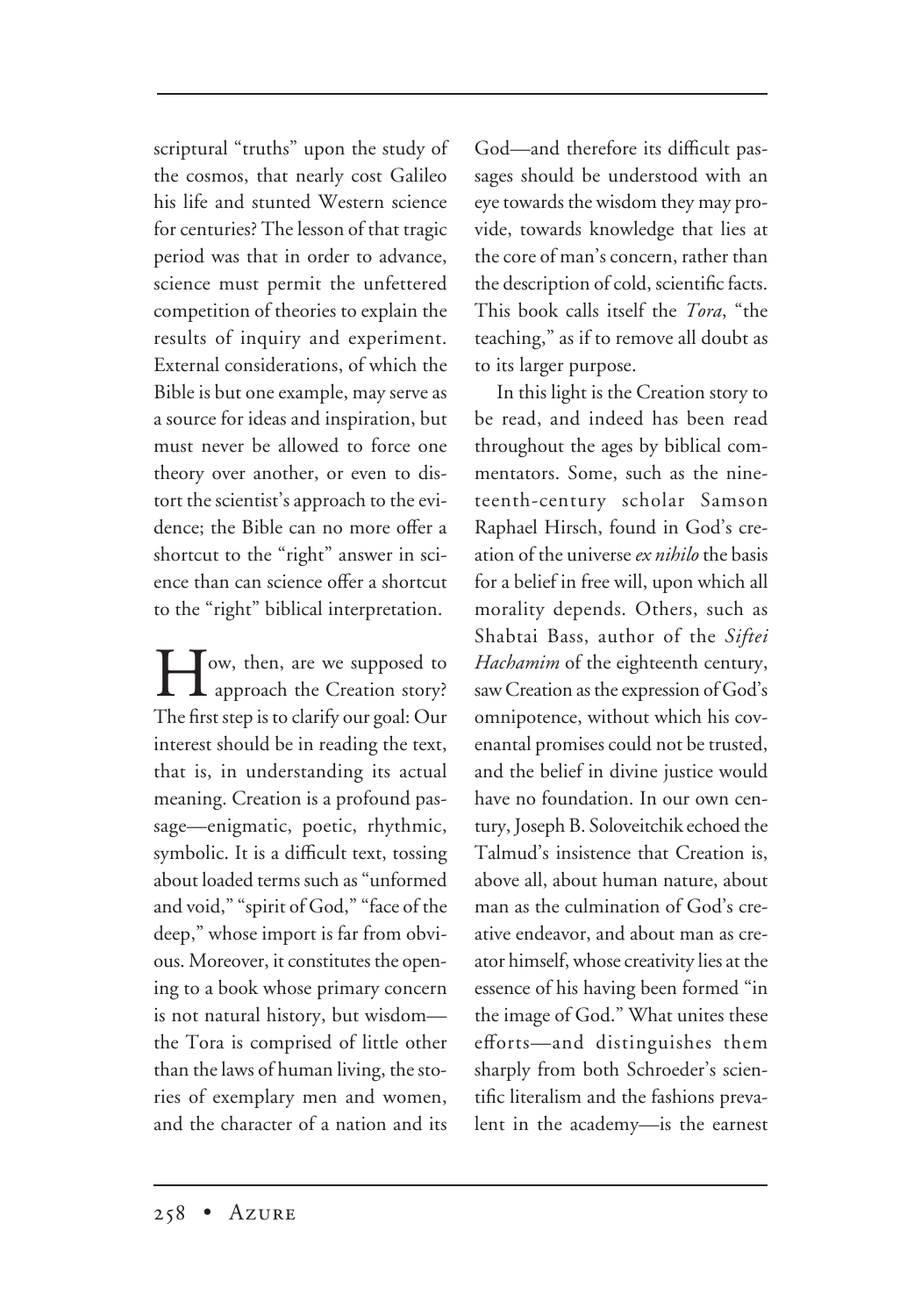scriptural "truths" upon the study of the cosmos, that nearly cost Galileo his life and stunted Western science for centuries? The lesson of that tragic period was that in order to advance, science must permit the unfettered competition of theories to explain the results of inquiry and experiment. External considerations, of which the Bible is but one example, may serve as a source for ideas and inspiration, but must never be allowed to force one theory over another, or even to distort the scientist's approach to the evidence; the Bible can no more offer a shortcut to the "right" answer in science than can science offer a shortcut to the "right" biblical interpretation.

How, then, are we supposed to approach the Creation story? The first step is to clarify our goal: Our interest should be in reading the text, that is, in understanding its actual meaning. Creation is a profound passage—enigmatic, poetic, rhythmic, symbolic. It is a difficult text, tossing about loaded terms such as "unformed and void," "spirit of God," "face of the deep," whose import is far from obvious. Moreover, it constitutes the opening to a book whose primary concern is not natural history, but wisdom—the Tora is comprised of little other than the laws of human living, the stories of exemplary men and women, and the character of a nation and its God—and therefore its difficult passages should be understood with an eye towards the wisdom they may provide, towards knowledge that lies at the core of man's concern, rather than the description of cold, scientific facts. This book calls itself the *Tora*, "the teaching," as if to remove all doubt as to its larger purpose.

In this light is the Creation story to be read, and indeed has been read throughout the ages by biblical commentators. Some, such as the nineteenth-century scholar Samson Raphael Hirsch, found in God's creation of the universe *ex nihilo* the basis for a belief in free will, upon which all morality depends. Others, such as Shabtai Bass, author of the *Siftei Hachamim* of the eighteenth century, saw Creation as the expression of God's omnipotence, without which his covenantal promises could not be trusted, and the belief in divine justice would have no foundation. In our own century, Joseph B. Soloveitchik echoed the Talmud's insistence that Creation is, above all, about human nature, about man as the culmination of God's creative endeavor, and about man as creator himself, whose creativity lies at the essence of his having been formed "in the image of God." What unites these efforts—and distinguishes them sharply from both Schroeder's scientific literalism and the fashions prevalent in the academy—is the earnest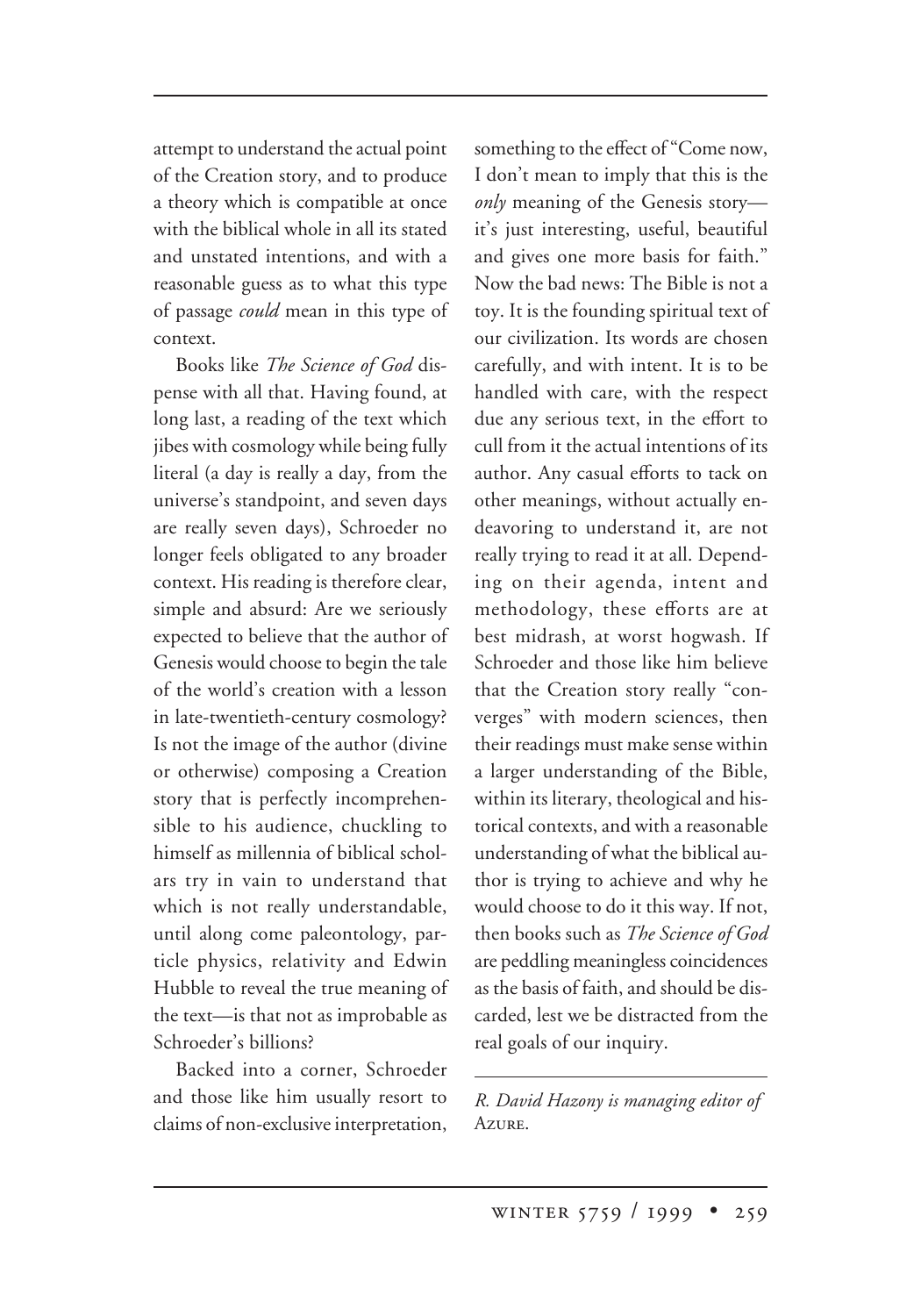attempt to understand the actual point of the Creation story, and to produce a theory which is compatible at once with the biblical whole in all its stated and unstated intentions, and with a reasonable guess as to what this type of passage *could* mean in this type of context.

Books like *The Science of God* dispense with all that. Having found, at long last, a reading of the text which jibes with cosmology while being fully literal (a day is really a day, from the universe's standpoint, and seven days are really seven days), Schroeder no longer feels obligated to any broader context. His reading is therefore clear, simple and absurd: Are we seriously expected to believe that the author of Genesis would choose to begin the tale of the world's creation with a lesson in late-twentieth-century cosmology? Is not the image of the author (divine or otherwise) composing a Creation story that is perfectly incomprehensible to his audience, chuckling to himself as millennia of biblical scholars try in vain to understand that which is not really understandable, until along come paleontology, particle physics, relativity and Edwin Hubble to reveal the true meaning of the text—is that not as improbable as Schroeder's billions?

Backed into a corner, Schroeder and those like him usually resort to claims of non-exclusive interpretation, something to the effect of "Come now, I don't mean to imply that this is the *only* meaning of the Genesis story—it's just interesting, useful, beautiful and gives one more basis for faith." Now the bad news: The Bible is not a toy. It is the founding spiritual text of our civilization. Its words are chosen carefully, and with intent. It is to be handled with care, with the respect due any serious text, in the effort to cull from it the actual intentions of its author. Any casual efforts to tack on other meanings, without actually endeavoring to understand it, are not really trying to read it at all. Depending on their agenda, intent and methodology, these efforts are at best midrash, at worst hogwash. If Schroeder and those like him believe that the Creation story really "converges" with modern sciences, then their readings must make sense within a larger understanding of the Bible, within its literary, theological and historical contexts, and with a reasonable understanding of what the biblical author is trying to achieve and why he would choose to do it this way. If not, then books such as *The Science of God* are peddling meaningless coincidences as the basis of faith, and should be discarded, lest we be distracted from the real goals of our inquiry.

---

*R. David Hazony is managing editor of* Azure.